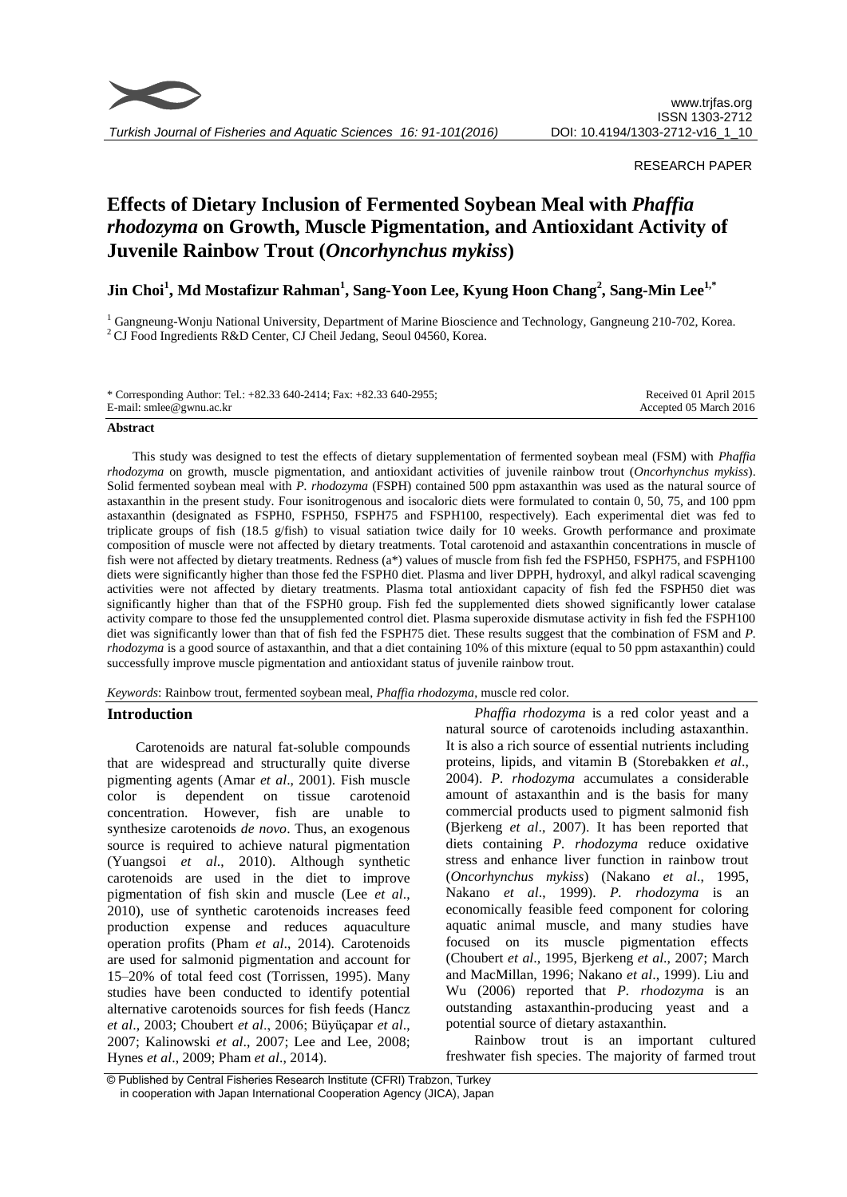RESEARCH PAPER

# Effects of Dietary Inclusion of Fermented Soybean Meal with *Phaffia rhodozyma* on Growth, Muscle Pigmentation, and Antioxidant Activity of Juvenile Rainbow Trout (*Oncorhynchus mykiss*)

**Jin Choi[1], Md Mostafizur Rahman[1], Sang-Yoon Lee, Kyung Hoon Chang[2], Sang-Min Lee[1,*]**

[1] Gangneung-Wonju National University, Department of Marine Bioscience and Technology, Gangneung 210-702, Korea.
[2] CJ Food Ingredients R&D Center, CJ Cheil Jedang, Seoul 04560, Korea.

\* Corresponding Author: Tel.: +82.33 640-2414; Fax: +82.33 640-2955; E-mail: smlee@gwnu.ac.kr

Received 01 April 2015
Accepted 05 March 2016

## Abstract

This study was designed to test the effects of dietary supplementation of fermented soybean meal (FSM) with *Phaffia rhodozyma* on growth, muscle pigmentation, and antioxidant activities of juvenile rainbow trout (*Oncorhynchus mykiss*). Solid fermented soybean meal with *P. rhodozyma* (FSPH) contained 500 ppm astaxanthin was used as the natural source of astaxanthin in the present study. Four isonitrogenous and isocaloric diets were formulated to contain 0, 50, 75, and 100 ppm astaxanthin (designated as FSPH0, FSPH50, FSPH75 and FSPH100, respectively). Each experimental diet was fed to triplicate groups of fish (18.5 g/fish) to visual satiation twice daily for 10 weeks. Growth performance and proximate composition of muscle were not affected by dietary treatments. Total carotenoid and astaxanthin concentrations in muscle of fish were not affected by dietary treatments. Redness (a*) values of muscle from fish fed the FSPH50, FSPH75, and FSPH100 diets were significantly higher than those fed the FSPH0 diet. Plasma and liver DPPH, hydroxyl, and alkyl radical scavenging activities were not affected by dietary treatments. Plasma total antioxidant capacity of fish fed the FSPH50 diet was significantly higher than that of the FSPH0 group. Fish fed the supplemented diets showed significantly lower catalase activity compare to those fed the unsupplemented control diet. Plasma superoxide dismutase activity in fish fed the FSPH100 diet was significantly lower than that of fish fed the FSPH75 diet. These results suggest that the combination of FSM and *P. rhodozyma* is a good source of astaxanthin, and that a diet containing 10% of this mixture (equal to 50 ppm astaxanthin) could successfully improve muscle pigmentation and antioxidant status of juvenile rainbow trout.

*Keywords*: Rainbow trout, fermented soybean meal, *Phaffia rhodozyma*, muscle red color.

## Introduction

Carotenoids are natural fat-soluble compounds that are widespread and structurally quite diverse pigmenting agents (Amar *et al*., 2001). Fish muscle color is dependent on tissue carotenoid concentration. However, fish are unable to synthesize carotenoids *de novo*. Thus, an exogenous source is required to achieve natural pigmentation (Yuangsoi *et al*., 2010). Although synthetic carotenoids are used in the diet to improve pigmentation of fish skin and muscle (Lee *et al*., 2010), use of synthetic carotenoids increases feed production expense and reduces aquaculture operation profits (Pham *et al*., 2014). Carotenoids are used for salmonid pigmentation and account for 15–20% of total feed cost (Torrissen, 1995). Many studies have been conducted to identify potential alternative carotenoids sources for fish feeds (Hancz *et al*., 2003; Choubert *et al*., 2006; Büyüçapar *et al*., 2007; Kalinowski *et al*., 2007; Lee and Lee, 2008; Hynes *et al*., 2009; Pham *et al*., 2014).

*Phaffia rhodozyma* is a red color yeast and a natural source of carotenoids including astaxanthin. It is also a rich source of essential nutrients including proteins, lipids, and vitamin B (Storebakken *et al*., 2004). *P. rhodozyma* accumulates a considerable amount of astaxanthin and is the basis for many commercial products used to pigment salmonid fish (Bjerkeng *et al*., 2007). It has been reported that diets containing *P. rhodozyma* reduce oxidative stress and enhance liver function in rainbow trout (*Oncorhynchus mykiss*) (Nakano *et al*., 1995, Nakano *et al*., 1999). *P. rhodozyma* is an economically feasible feed component for coloring aquatic animal muscle, and many studies have focused on its muscle pigmentation effects (Choubert *et al*., 1995, Bjerkeng *et al*., 2007; March and MacMillan, 1996; Nakano *et al*., 1999). Liu and Wu (2006) reported that *P. rhodozyma* is an outstanding astaxanthin-producing yeast and a potential source of dietary astaxanthin.

Rainbow trout is an important cultured freshwater fish species. The majority of farmed trout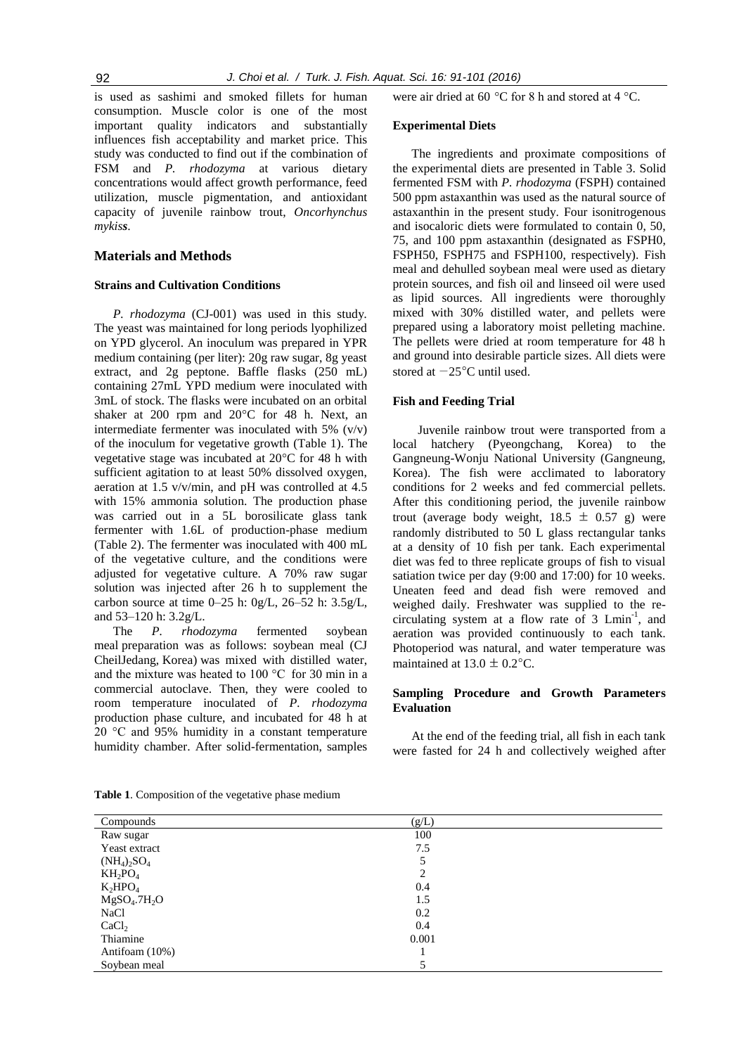is used as sashimi and smoked fillets for human consumption. Muscle color is one of the most important quality indicators and substantially influences fish acceptability and market price. This study was conducted to find out if the combination of FSM and *P. rhodozyma* at various dietary concentrations would affect growth performance, feed utilization, muscle pigmentation, and antioxidant capacity of juvenile rainbow trout, *Oncorhynchus mykiss*.

## Materials and Methods

### Strains and Cultivation Conditions

*P. rhodozyma* (CJ-001) was used in this study. The yeast was maintained for long periods lyophilized on YPD glycerol. An inoculum was prepared in YPR medium containing (per liter): 20g raw sugar, 8g yeast extract, and 2g peptone. Baffle flasks (250 mL) containing 27mL YPD medium were inoculated with 3mL of stock. The flasks were incubated on an orbital shaker at 200 rpm and 20°C for 48 h. Next, an intermediate fermenter was inoculated with 5% (v/v) of the inoculum for vegetative growth (Table 1). The vegetative stage was incubated at 20°C for 48 h with sufficient agitation to at least 50% dissolved oxygen, aeration at 1.5 v/v/min, and pH was controlled at 4.5 with 15% ammonia solution. The production phase was carried out in a 5L borosilicate glass tank fermenter with 1.6L of production-phase medium (Table 2). The fermenter was inoculated with 400 mL of the vegetative culture, and the conditions were adjusted for vegetative culture. A 70% raw sugar solution was injected after 26 h to supplement the carbon source at time 0–25 h: 0g/L, 26–52 h: 3.5g/L, and 53–120 h: 3.2g/L.

The *P. rhodozyma* fermented soybean meal preparation was as follows: soybean meal (CJ CheilJedang, Korea) was mixed with distilled water, and the mixture was heated to 100 °C for 30 min in a commercial autoclave. Then, they were cooled to room temperature inoculated of *P. rhodozyma* production phase culture, and incubated for 48 h at 20 °C and 95% humidity in a constant temperature humidity chamber. After solid-fermentation, samples were air dried at 60 °C for 8 h and stored at 4 °C.

### Experimental Diets

The ingredients and proximate compositions of the experimental diets are presented in Table 3. Solid fermented FSM with *P. rhodozyma* (FSPH) contained 500 ppm astaxanthin was used as the natural source of astaxanthin in the present study. Four isonitrogenous and isocaloric diets were formulated to contain 0, 50, 75, and 100 ppm astaxanthin (designated as FSPH0, FSPH50, FSPH75 and FSPH100, respectively). Fish meal and dehulled soybean meal were used as dietary protein sources, and fish oil and linseed oil were used as lipid sources. All ingredients were thoroughly mixed with 30% distilled water, and pellets were prepared using a laboratory moist pelleting machine. The pellets were dried at room temperature for 48 h and ground into desirable particle sizes. All diets were stored at −25°C until used.

### Fish and Feeding Trial

Juvenile rainbow trout were transported from a local hatchery (Pyeongchang, Korea) to the Gangneung-Wonju National University (Gangneung, Korea). The fish were acclimated to laboratory conditions for 2 weeks and fed commercial pellets. After this conditioning period, the juvenile rainbow trout (average body weight, 18.5 ± 0.57 g) were randomly distributed to 50 L glass rectangular tanks at a density of 10 fish per tank. Each experimental diet was fed to three replicate groups of fish to visual satiation twice per day (9:00 and 17:00) for 10 weeks. Uneaten feed and dead fish were removed and weighed daily. Freshwater was supplied to the re-circulating system at a flow rate of 3 $Lmin^{-1}$, and aeration was provided continuously to each tank. Photoperiod was natural, and water temperature was maintained at 13.0 ± 0.2°C.

### Sampling Procedure and Growth Parameters Evaluation

At the end of the feeding trial, all fish in each tank were fasted for 24 h and collectively weighed after

**Table 1**. Composition of the vegetative phase medium

| Compounds | (g/L) |
|---|---|
| Raw sugar | 100 |
| Yeast extract | 7.5 |
| $(NH_4)_2SO_4$ | 5 |
| $KH_2PO_4$ | 2 |
| $K_2HPO_4$ | 0.4 |
| $MgSO_4.7H_2O$ | 1.5 |
| NaCl | 0.2 |
| $CaCl_2$ | 0.4 |
| Thiamine | 0.001 |
| Antifoam (10%) | 1 |
| Soybean meal | 5 |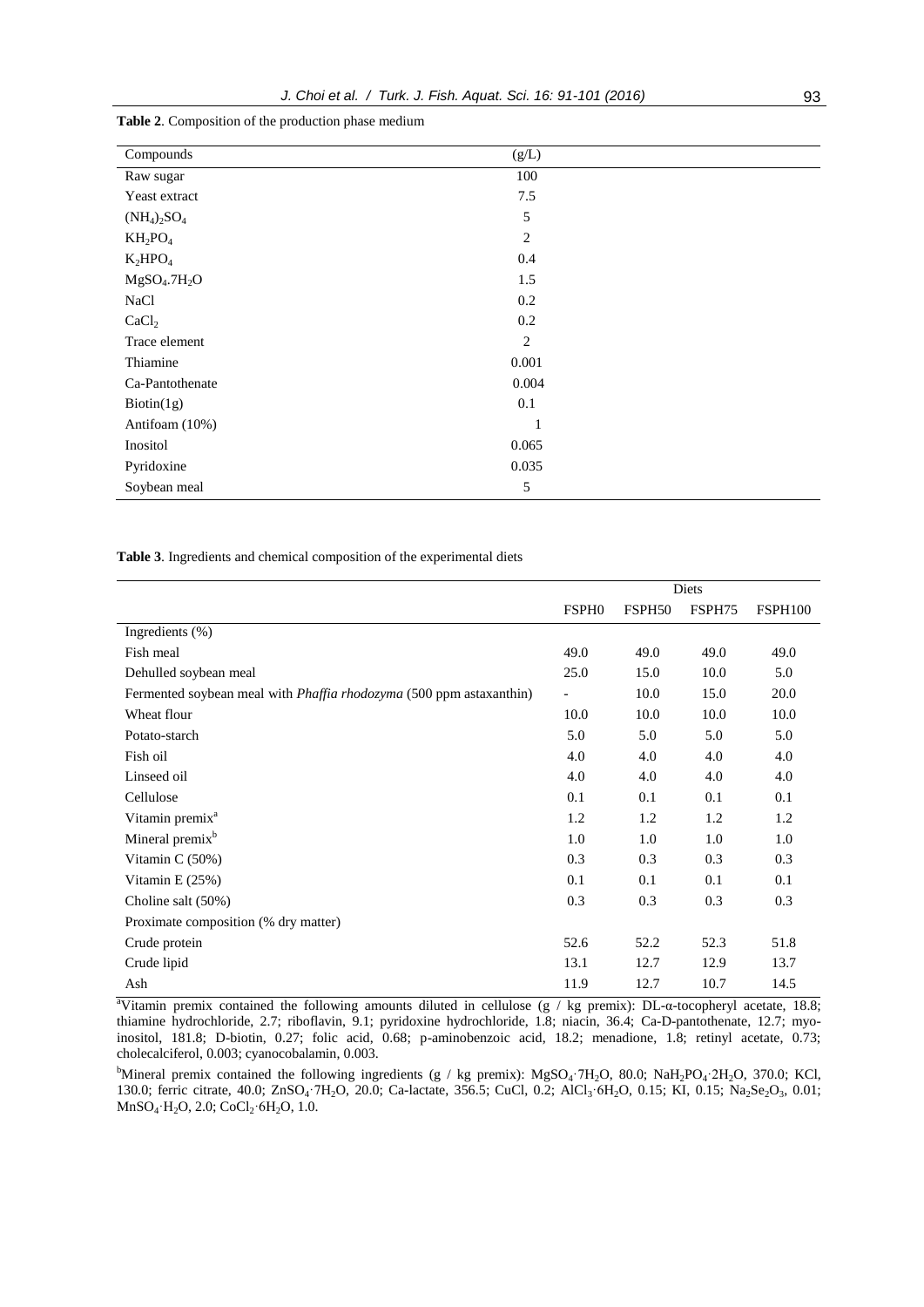**Table 2**. Composition of the production phase medium

| Compounds | (g/L) |
|---|---|
| Raw sugar | 100 |
| Yeast extract | 7.5 |
| $(NH_4)_2SO_4$ | 5 |
| $KH_2PO_4$ | 2 |
| $K_2HPO_4$ | 0.4 |
| $MgSO_4.7H_2O$ | 1.5 |
| NaCl | 0.2 |
| $CaCl_2$ | 0.2 |
| Trace element | 2 |
| Thiamine | 0.001 |
| Ca-Pantothenate | 0.004 |
| Biotin(1g) | 0.1 |
| Antifoam (10%) | 1 |
| Inositol | 0.065 |
| Pyridoxine | 0.035 |
| Soybean meal | 5 |

**Table 3**. Ingredients and chemical composition of the experimental diets

| | Diets | | | |
|---|---|---|---|---|
| | FSPH0 | FSPH50 | FSPH75 | FSPH100 |
| Ingredients (%) | | | | |
| Fish meal | 49.0 | 49.0 | 49.0 | 49.0 |
| Dehulled soybean meal | 25.0 | 15.0 | 10.0 | 5.0 |
| Fermented soybean meal with *Phaffia rhodozyma* (500 ppm astaxanthin) | - | 10.0 | 15.0 | 20.0 |
| Wheat flour | 10.0 | 10.0 | 10.0 | 10.0 |
| Potato-starch | 5.0 | 5.0 | 5.0 | 5.0 |
| Fish oil | 4.0 | 4.0 | 4.0 | 4.0 |
| Linseed oil | 4.0 | 4.0 | 4.0 | 4.0 |
| Cellulose | 0.1 | 0.1 | 0.1 | 0.1 |
| Vitamin premix[a] | 1.2 | 1.2 | 1.2 | 1.2 |
| Mineral premix[b] | 1.0 | 1.0 | 1.0 | 1.0 |
| Vitamin C (50%) | 0.3 | 0.3 | 0.3 | 0.3 |
| Vitamin E (25%) | 0.1 | 0.1 | 0.1 | 0.1 |
| Choline salt (50%) | 0.3 | 0.3 | 0.3 | 0.3 |
| Proximate composition (% dry matter) | | | | |
| Crude protein | 52.6 | 52.2 | 52.3 | 51.8 |
| Crude lipid | 13.1 | 12.7 | 12.9 | 13.7 |
| Ash | 11.9 | 12.7 | 10.7 | 14.5 |

[a]Vitamin premix contained the following amounts diluted in cellulose (g / kg premix): DL-α-tocopheryl acetate, 18.8; thiamine hydrochloride, 2.7; riboflavin, 9.1; pyridoxine hydrochloride, 1.8; niacin, 36.4; Ca-D-pantothenate, 12.7; myo-inositol, 181.8; D-biotin, 0.27; folic acid, 0.68; p-aminobenzoic acid, 18.2; menadione, 1.8; retinyl acetate, 0.73; cholecalciferol, 0.003; cyanocobalamin, 0.003.

[b]Mineral premix contained the following ingredients (g / kg premix): $MgSO_4 \cdot 7H_2O$, 80.0; $NaH_2PO_4 \cdot 2H_2O$, 370.0; KCl, 130.0; ferric citrate, 40.0; $ZnSO_4 \cdot 7H_2O$, 20.0; Ca-lactate, 356.5; CuCl, 0.2; $AlCl_3 \cdot 6H_2O$, 0.15; KI, 0.15; $Na_2Se_2O_3$, 0.01; $MnSO_4 \cdot H_2O$, 2.0; $CoCl_2 \cdot 6H_2O$, 1.0.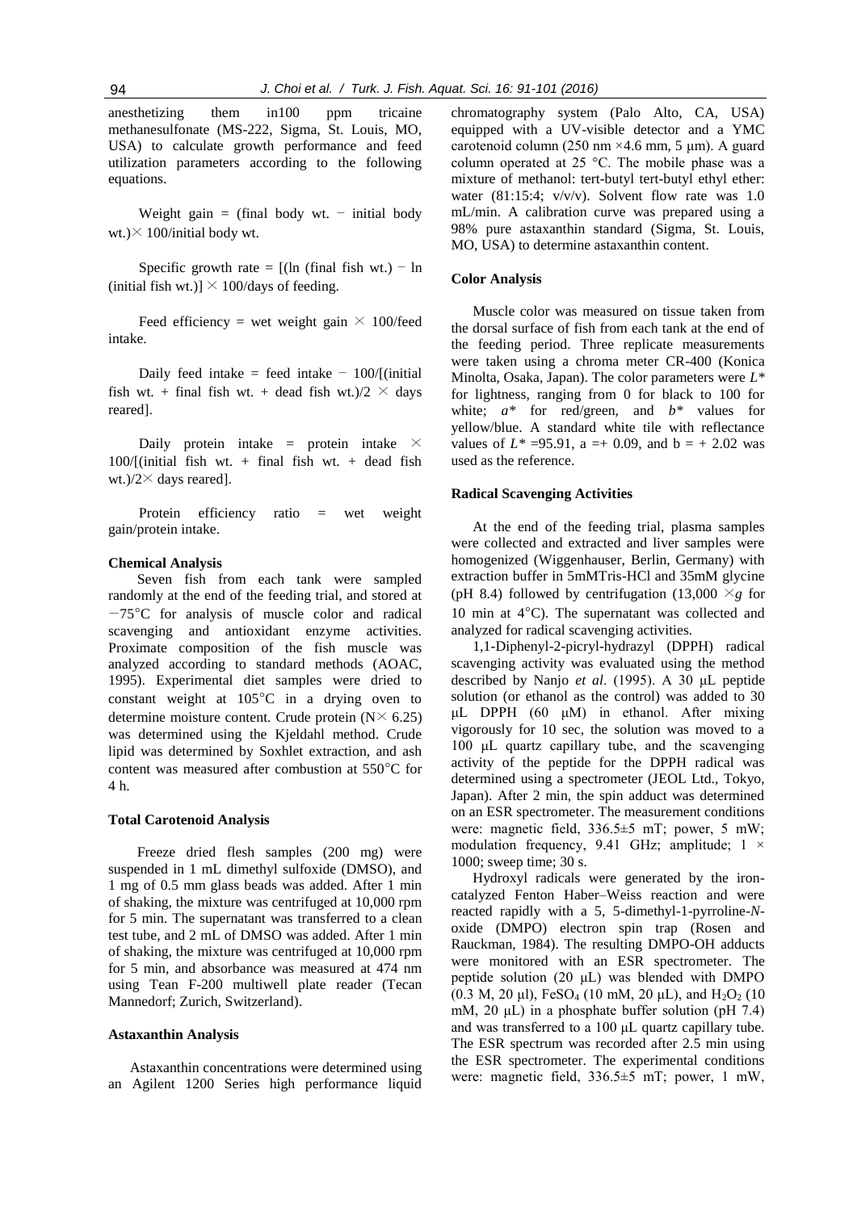anesthetizing them in100 ppm tricaine methanesulfonate (MS-222, Sigma, St. Louis, MO, USA) to calculate growth performance and feed utilization parameters according to the following equations.

Weight gain = (final body wt. − initial body wt.)× 100/initial body wt.

Specific growth rate = [(ln (final fish wt.) − ln (initial fish wt.)] × 100/days of feeding.

Feed efficiency = wet weight gain × 100/feed intake.

Daily feed intake = feed intake − 100/[(initial fish wt. + final fish wt. + dead fish wt.)/2 × days reared].

Daily protein intake = protein intake × 100/[(initial fish wt. + final fish wt. + dead fish wt.)/2× days reared].

Protein efficiency ratio = wet weight gain/protein intake.

### Chemical Analysis

Seven fish from each tank were sampled randomly at the end of the feeding trial, and stored at −75°C for analysis of muscle color and radical scavenging and antioxidant enzyme activities. Proximate composition of the fish muscle was analyzed according to standard methods (AOAC, 1995). Experimental diet samples were dried to constant weight at 105°C in a drying oven to determine moisture content. Crude protein (N× 6.25) was determined using the Kjeldahl method. Crude lipid was determined by Soxhlet extraction, and ash content was measured after combustion at 550°C for 4 h.

### Total Carotenoid Analysis

Freeze dried flesh samples (200 mg) were suspended in 1 mL dimethyl sulfoxide (DMSO), and 1 mg of 0.5 mm glass beads was added. After 1 min of shaking, the mixture was centrifuged at 10,000 rpm for 5 min. The supernatant was transferred to a clean test tube, and 2 mL of DMSO was added. After 1 min of shaking, the mixture was centrifuged at 10,000 rpm for 5 min, and absorbance was measured at 474 nm using Tean F-200 multiwell plate reader (Tecan Mannedorf; Zurich, Switzerland).

### Astaxanthin Analysis

Astaxanthin concentrations were determined using an Agilent 1200 Series high performance liquid chromatography system (Palo Alto, CA, USA) equipped with a UV-visible detector and a YMC carotenoid column (250 nm ×4.6 mm, 5 µm). A guard column operated at 25 °C. The mobile phase was a mixture of methanol: tert-butyl tert-butyl ethyl ether: water (81:15:4; v/v/v). Solvent flow rate was 1.0 mL/min. A calibration curve was prepared using a 98% pure astaxanthin standard (Sigma, St. Louis, MO, USA) to determine astaxanthin content.

### Color Analysis

Muscle color was measured on tissue taken from the dorsal surface of fish from each tank at the end of the feeding period. Three replicate measurements were taken using a chroma meter CR-400 (Konica Minolta, Osaka, Japan). The color parameters were *L*\* for lightness, ranging from 0 for black to 100 for white; *a*\* for red/green, and *b*\* values for yellow/blue. A standard white tile with reflectance values of *L*\* =95.91, a =+ 0.09, and b = + 2.02 was used as the reference.

### Radical Scavenging Activities

At the end of the feeding trial, plasma samples were collected and extracted and liver samples were homogenized (Wiggenhauser, Berlin, Germany) with extraction buffer in 5mMTris-HCl and 35mM glycine (pH 8.4) followed by centrifugation (13,000 ×*g* for 10 min at 4°C). The supernatant was collected and analyzed for radical scavenging activities.

1,1-Diphenyl-2-picryl-hydrazyl (DPPH) radical scavenging activity was evaluated using the method described by Nanjo *et al*. (1995). A 30 µL peptide solution (or ethanol as the control) was added to 30 µL DPPH (60 µM) in ethanol. After mixing vigorously for 10 sec, the solution was moved to a 100 µL quartz capillary tube, and the scavenging activity of the peptide for the DPPH radical was determined using a spectrometer (JEOL Ltd., Tokyo, Japan). After 2 min, the spin adduct was determined on an ESR spectrometer. The measurement conditions were: magnetic field, 336.5±5 mT; power, 5 mW; modulation frequency, 9.41 GHz; amplitude; 1 × 1000; sweep time; 30 s.

Hydroxyl radicals were generated by the iron-catalyzed Fenton Haber–Weiss reaction and were reacted rapidly with a 5, 5-dimethyl-1-pyrroline-*N*-oxide (DMPO) electron spin trap (Rosen and Rauckman, 1984). The resulting DMPO-OH adducts were monitored with an ESR spectrometer. The peptide solution (20 µL) was blended with DMPO (0.3 M, 20 µl), $FeSO_4$ (10 mM, 20 µL), and $H_2O_2$ (10 mM, 20 µL) in a phosphate buffer solution (pH 7.4) and was transferred to a 100 µL quartz capillary tube. The ESR spectrum was recorded after 2.5 min using the ESR spectrometer. The experimental conditions were: magnetic field, 336.5±5 mT; power, 1 mW,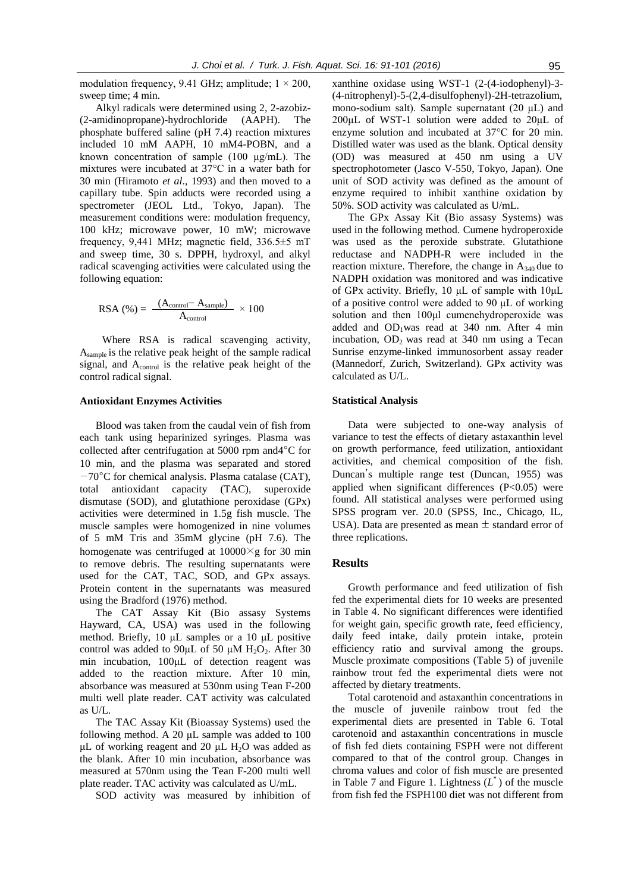modulation frequency, 9.41 GHz; amplitude; $1 \times 200$, sweep time; 4 min.

Alkyl radicals were determined using 2, 2-azobiz-(2-amidinopropane)-hydrochloride (AAPH). The phosphate buffered saline (pH 7.4) reaction mixtures included 10 mM AAPH, 10 mM4-POBN, and a known concentration of sample (100 µg/mL). The mixtures were incubated at 37°C in a water bath for 30 min (Hiramoto *et al*., 1993) and then moved to a capillary tube. Spin adducts were recorded using a spectrometer (JEOL Ltd., Tokyo, Japan). The measurement conditions were: modulation frequency, 100 kHz; microwave power, 10 mW; microwave frequency, 9,441 MHz; magnetic field, 336.5±5 mT and sweep time, 30 s. DPPH, hydroxyl, and alkyl radical scavenging activities were calculated using the following equation:

$$\text{RSA (\%)} = \frac{(A_{control} - A_{sample})}{A_{control}} \times 100$$

Where RSA is radical scavenging activity, $A_{sample}$ is the relative peak height of the sample radical signal, and $A_{control}$ is the relative peak height of the control radical signal.

### Antioxidant Enzymes Activities

Blood was taken from the caudal vein of fish from each tank using heparinized syringes. Plasma was collected after centrifugation at 5000 rpm and4°C for 10 min, and the plasma was separated and stored −70°C for chemical analysis. Plasma catalase (CAT), total antioxidant capacity (TAC), superoxide dismutase (SOD), and glutathione peroxidase (GPx) activities were determined in 1.5g fish muscle. The muscle samples were homogenized in nine volumes of 5 mM Tris and 35mM glycine (pH 7.6). The homogenate was centrifuged at 10000×g for 30 min to remove debris. The resulting supernatants were used for the CAT, TAC, SOD, and GPx assays. Protein content in the supernatants was measured using the Bradford (1976) method.

The CAT Assay Kit (Bio assasy Systems Hayward, CA, USA) was used in the following method. Briefly, 10 µL samples or a 10 µL positive control was added to 90µL of 50 µM $H_2O_2$. After 30 min incubation, 100µL of detection reagent was added to the reaction mixture. After 10 min, absorbance was measured at 530nm using Tean F-200 multi well plate reader. CAT activity was calculated as U/L.

The TAC Assay Kit (Bioassay Systems) used the following method. A 20 µL sample was added to 100 µL of working reagent and 20 µL $H_2O$ was added as the blank. After 10 min incubation, absorbance was measured at 570nm using the Tean F-200 multi well plate reader. TAC activity was calculated as U/mL.

SOD activity was measured by inhibition of xanthine oxidase using WST-1 (2-(4-iodophenyl)-3-(4-nitrophenyl)-5-(2,4-disulfophenyl)-2H-tetrazolium, mono-sodium salt). Sample supernatant (20 µL) and 200µL of WST-1 solution were added to 20µL of enzyme solution and incubated at 37°C for 20 min. Distilled water was used as the blank. Optical density (OD) was measured at 450 nm using a UV spectrophotometer (Jasco V-550, Tokyo, Japan). One unit of SOD activity was defined as the amount of enzyme required to inhibit xanthine oxidation by 50%. SOD activity was calculated as U/mL.

The GPx Assay Kit (Bio assasy Systems) was used in the following method. Cumene hydroperoxide was used as the peroxide substrate. Glutathione reductase and NADPH-R were included in the reaction mixture. Therefore, the change in $A_{340}$ due to NADPH oxidation was monitored and was indicative of GPx activity. Briefly, 10 µL of sample with 10µL of a positive control were added to 90 µL of working solution and then 100µl cumenehydroperoxide was added and $OD_1$was read at 340 nm. After 4 min incubation, $OD_2$ was read at 340 nm using a Tecan Sunrise enzyme-linked immunosorbent assay reader (Mannedorf, Zurich, Switzerland). GPx activity was calculated as U/L.

### Statistical Analysis

Data were subjected to one-way analysis of variance to test the effects of dietary astaxanthin level on growth performance, feed utilization, antioxidant activities, and chemical composition of the fish. Duncan's multiple range test (Duncan, 1955) was applied when significant differences ($P<0.05$) were found. All statistical analyses were performed using SPSS program ver. 20.0 (SPSS, Inc., Chicago, IL, USA). Data are presented as mean ± standard error of three replications.

## Results

Growth performance and feed utilization of fish fed the experimental diets for 10 weeks are presented in Table 4. No significant differences were identified for weight gain, specific growth rate, feed efficiency, daily feed intake, daily protein intake, protein efficiency ratio and survival among the groups. Muscle proximate compositions (Table 5) of juvenile rainbow trout fed the experimental diets were not affected by dietary treatments.

Total carotenoid and astaxanthin concentrations in the muscle of juvenile rainbow trout fed the experimental diets are presented in Table 6. Total carotenoid and astaxanthin concentrations in muscle of fish fed diets containing FSPH were not different compared to that of the control group. Changes in chroma values and color of fish muscle are presented in Table 7 and Figure 1. Lightness ($L^*$) of the muscle from fish fed the FSPH100 diet was not different from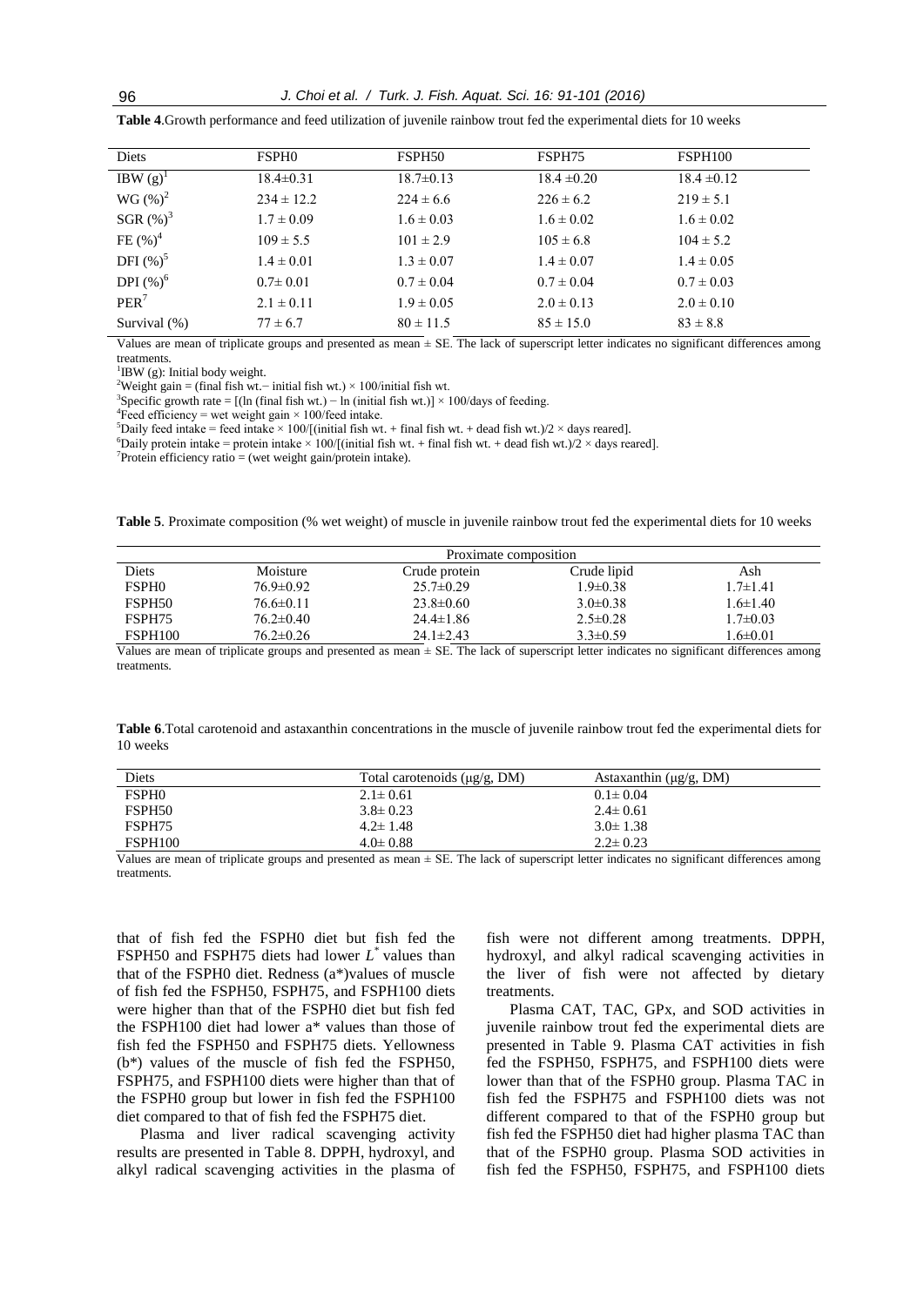**Table 4**.Growth performance and feed utilization of juvenile rainbow trout fed the experimental diets for 10 weeks

| Diets | FSPH0 | FSPH50 | FSPH75 | FSPH100 |
|---|---|---|---|---|
| IBW (g)[1] | 18.4±0.31 | 18.7±0.13 | 18.4 ±0.20 | 18.4 ±0.12 |
| WG (%)[2] | 234 ± 12.2 | 224 ± 6.6 | 226 ± 6.2 | 219 ± 5.1 |
| SGR (%)[3] | 1.7 ± 0.09 | 1.6 ± 0.03 | 1.6 ± 0.02 | 1.6 ± 0.02 |
| FE (%)[4] | 109 ± 5.5 | 101 ± 2.9 | 105 ± 6.8 | 104 ± 5.2 |
| DFI (%)[5] | 1.4 ± 0.01 | 1.3 ± 0.07 | 1.4 ± 0.07 | 1.4 ± 0.05 |
| DPI (%)[6] | 0.7± 0.01 | 0.7 ± 0.04 | 0.7 ± 0.04 | 0.7 ± 0.03 |
| PER[7] | 2.1 ± 0.11 | 1.9 ± 0.05 | 2.0 ± 0.13 | 2.0 ± 0.10 |
| Survival (%) | 77 ± 6.7 | 80 ± 11.5 | 85 ± 15.0 | 83 ± 8.8 |

Values are mean of triplicate groups and presented as mean ± SE. The lack of superscript letter indicates no significant differences among treatments.

[1]IBW (g): Initial body weight.

[2]Weight gain = (final fish wt.− initial fish wt.) × 100/initial fish wt.

[3]Specific growth rate = [(ln (final fish wt.) − ln (initial fish wt.)] × 100/days of feeding.

[4]Feed efficiency = wet weight gain × 100/feed intake.

[5]Daily feed intake = feed intake × 100/[(initial fish wt. + final fish wt. + dead fish wt.)/2 × days reared].

[6]Daily protein intake = protein intake × 100/[(initial fish wt. + final fish wt. + dead fish wt.)/2 × days reared].

[7]Protein efficiency ratio = (wet weight gain/protein intake).

**Table 5**. Proximate composition (% wet weight) of muscle in juvenile rainbow trout fed the experimental diets for 10 weeks

| | Proximate composition | | | |
|---|---|---|---|---|
| Diets | Moisture | Crude protein | Crude lipid | Ash |
| FSPH0 | 76.9±0.92 | 25.7±0.29 | 1.9±0.38 | 1.7±1.41 |
| FSPH50 | 76.6±0.11 | 23.8±0.60 | 3.0±0.38 | 1.6±1.40 |
| FSPH75 | 76.2±0.40 | 24.4±1.86 | 2.5±0.28 | 1.7±0.03 |
| FSPH100 | 76.2±0.26 | 24.1±2.43 | 3.3±0.59 | 1.6±0.01 |

Values are mean of triplicate groups and presented as mean ± SE. The lack of superscript letter indicates no significant differences among treatments.

**Table 6**.Total carotenoid and astaxanthin concentrations in the muscle of juvenile rainbow trout fed the experimental diets for 10 weeks

| Diets | Total carotenoids (μg/g, DM) | Astaxanthin (μg/g, DM) |
|---|---|---|
| FSPH0 | 2.1± 0.61 | 0.1± 0.04 |
| FSPH50 | 3.8± 0.23 | 2.4± 0.61 |
| FSPH75 | 4.2± 1.48 | 3.0± 1.38 |
| FSPH100 | 4.0± 0.88 | 2.2± 0.23 |

Values are mean of triplicate groups and presented as mean ± SE. The lack of superscript letter indicates no significant differences among treatments.

that of fish fed the FSPH0 diet but fish fed the FSPH50 and FSPH75 diets had lower $L^*$ values than that of the FSPH0 diet. Redness (a*)values of muscle of fish fed the FSPH50, FSPH75, and FSPH100 diets were higher than that of the FSPH0 diet but fish fed the FSPH100 diet had lower a* values than those of fish fed the FSPH50 and FSPH75 diets. Yellowness (b*) values of the muscle of fish fed the FSPH50, FSPH75, and FSPH100 diets were higher than that of the FSPH0 group but lower in fish fed the FSPH100 diet compared to that of fish fed the FSPH75 diet.

Plasma and liver radical scavenging activity results are presented in Table 8. DPPH, hydroxyl, and alkyl radical scavenging activities in the plasma of fish were not different among treatments. DPPH, hydroxyl, and alkyl radical scavenging activities in the liver of fish were not affected by dietary treatments.

Plasma CAT, TAC, GPx, and SOD activities in juvenile rainbow trout fed the experimental diets are presented in Table 9. Plasma CAT activities in fish fed the FSPH50, FSPH75, and FSPH100 diets were lower than that of the FSPH0 group. Plasma TAC in fish fed the FSPH75 and FSPH100 diets was not different compared to that of the FSPH0 group but fish fed the FSPH50 diet had higher plasma TAC than that of the FSPH0 group. Plasma SOD activities in fish fed the FSPH50, FSPH75, and FSPH100 diets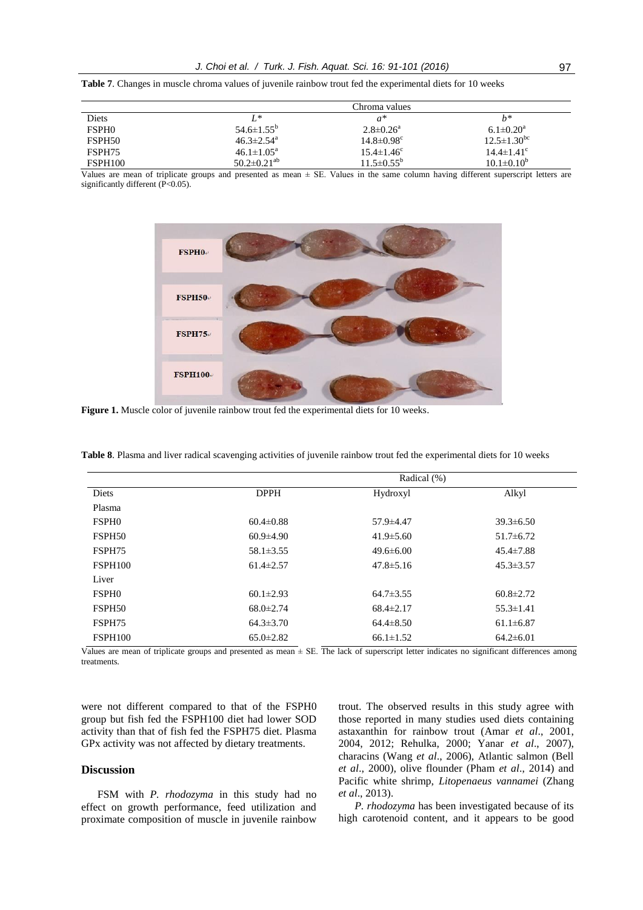**Table 7**. Changes in muscle chroma values of juvenile rainbow trout fed the experimental diets for 10 weeks

| | Chroma values | | |
|---|---|---|---|
| Diets | $L^*$ | $a^*$ | $b^*$ |
| FSPH0 | $54.6\pm1.55^{b}$ | $2.8\pm0.26^{a}$ | $6.1\pm0.20^{a}$ |
| FSPH50 | $46.3\pm2.54^{a}$ | $14.8\pm0.98^{c}$ | $12.5\pm1.30^{bc}$ |
| FSPH75 | $46.1\pm1.05^{a}$ | $15.4\pm1.46^{c}$ | $14.4\pm1.41^{c}$ |
| FSPH100 | $50.2\pm0.21^{ab}$ | $11.5\pm0.55^{b}$ | $10.1\pm0.10^{b}$ |

Values are mean of triplicate groups and presented as mean ± SE. Values in the same column having different superscript letters are significantly different ($P<0.05$).

**Figure 1.** Muscle color of juvenile rainbow trout fed the experimental diets for 10 weeks.

**Table 8**. Plasma and liver radical scavenging activities of juvenile rainbow trout fed the experimental diets for 10 weeks

| | Radical (%) | | |
|---|---|---|---|
| Diets | DPPH | Hydroxyl | Alkyl |
| Plasma | | | |
| FSPH0 | 60.4±0.88 | 57.9±4.47 | 39.3±6.50 |
| FSPH50 | 60.9±4.90 | 41.9±5.60 | 51.7±6.72 |
| FSPH75 | 58.1±3.55 | 49.6±6.00 | 45.4±7.88 |
| FSPH100 | 61.4±2.57 | 47.8±5.16 | 45.3±3.57 |
| Liver | | | |
| FSPH0 | 60.1±2.93 | 64.7±3.55 | 60.8±2.72 |
| FSPH50 | 68.0±2.74 | 68.4±2.17 | 55.3±1.41 |
| FSPH75 | 64.3±3.70 | 64.4±8.50 | 61.1±6.87 |
| FSPH100 | 65.0±2.82 | 66.1±1.52 | 64.2±6.01 |

Values are mean of triplicate groups and presented as mean ± SE. The lack of superscript letter indicates no significant differences among treatments.

were not different compared to that of the FSPH0 group but fish fed the FSPH100 diet had lower SOD activity than that of fish fed the FSPH75 diet. Plasma GPx activity was not affected by dietary treatments.

## Discussion

FSM with *P. rhodozyma* in this study had no effect on growth performance, feed utilization and proximate composition of muscle in juvenile rainbow trout. The observed results in this study agree with those reported in many studies used diets containing astaxanthin for rainbow trout (Amar *et al*., 2001, 2004, 2012; Rehulka, 2000; Yanar *et al*., 2007), characins (Wang *et al*., 2006), Atlantic salmon (Bell *et al*., 2000), olive flounder (Pham *et al*., 2014) and Pacific white shrimp, *Litopenaeus vannamei* (Zhang *et al*., 2013).

*P. rhodozyma* has been investigated because of its high carotenoid content, and it appears to be good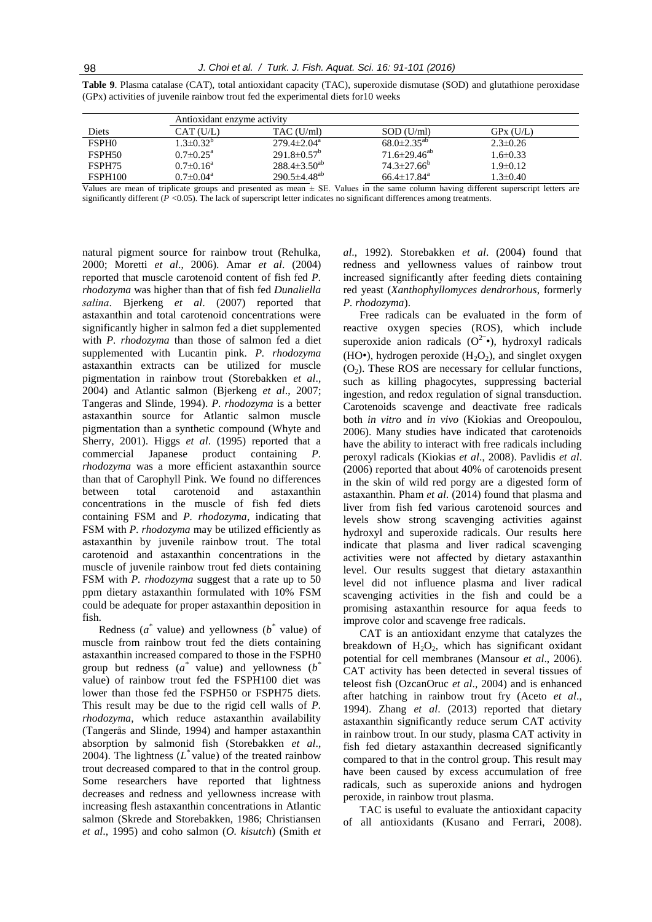**Table 9**. Plasma catalase (CAT), total antioxidant capacity (TAC), superoxide dismutase (SOD) and glutathione peroxidase (GPx) activities of juvenile rainbow trout fed the experimental diets for10 weeks

| | Antioxidant enzyme activity | | | |
|---|---|---|---|---|
| Diets | CAT (U/L) | TAC (U/ml) | SOD (U/ml) | GPx (U/L) |
| FSPH0 | 1.3±0.32[b] | 279.4±2.04[a] | 68.0±2.35[ab] | 2.3±0.26 |
| FSPH50 | 0.7±0.25[a] | 291.8±0.57[b] | 71.6±29.46[ab] | 1.6±0.33 |
| FSPH75 | 0.7±0.16[a] | 288.4±3.50[ab] | 74.3±27.66[b] | 1.9±0.12 |
| FSPH100 | 0.7±0.04[a] | 290.5±4.48[ab] | 66.4±17.84[a] | 1.3±0.40 |

Values are mean of triplicate groups and presented as mean ± SE. Values in the same column having different superscript letters are significantly different ($P$ <0.05). The lack of superscript letter indicates no significant differences among treatments.

natural pigment source for rainbow trout (Rehulka, 2000; Moretti *et al*., 2006). Amar *et al*. (2004) reported that muscle carotenoid content of fish fed *P. rhodozyma* was higher than that of fish fed *Dunaliella salina*. Bjerkeng *et al*. (2007) reported that astaxanthin and total carotenoid concentrations were significantly higher in salmon fed a diet supplemented with *P. rhodozyma* than those of salmon fed a diet supplemented with Lucantin pink. *P. rhodozyma* astaxanthin extracts can be utilized for muscle pigmentation in rainbow trout (Storebakken *et al*., 2004) and Atlantic salmon (Bjerkeng *et al*., 2007; Tangeras and Slinde, 1994). *P. rhodozyma* is a better astaxanthin source for Atlantic salmon muscle pigmentation than a synthetic compound (Whyte and Sherry, 2001). Higgs *et al*. (1995) reported that a commercial Japanese product containing *P. rhodozyma* was a more efficient astaxanthin source than that of Carophyll Pink. We found no differences between total carotenoid and astaxanthin concentrations in the muscle of fish fed diets containing FSM and *P. rhodozyma*, indicating that FSM with *P. rhodozyma* may be utilized efficiently as astaxanthin by juvenile rainbow trout. The total carotenoid and astaxanthin concentrations in the muscle of juvenile rainbow trout fed diets containing FSM with *P. rhodozyma* suggest that a rate up to 50 ppm dietary astaxanthin formulated with 10% FSM could be adequate for proper astaxanthin deposition in fish.

Redness ($a^*$ value) and yellowness ($b^*$ value) of muscle from rainbow trout fed the diets containing astaxanthin increased compared to those in the FSPH0 group but redness ($a^*$ value) and yellowness ($b^*$ value) of rainbow trout fed the FSPH100 diet was lower than those fed the FSPH50 or FSPH75 diets. This result may be due to the rigid cell walls of *P. rhodozyma*, which reduce astaxanthin availability (Tangerås and Slinde, 1994) and hamper astaxanthin absorption by salmonid fish (Storebakken *et al*., 2004). The lightness ($L^*$ value) of the treated rainbow trout decreased compared to that in the control group. Some researchers have reported that lightness decreases and redness and yellowness increase with increasing flesh astaxanthin concentrations in Atlantic salmon (Skrede and Storebakken, 1986; Christiansen *et al*., 1995) and coho salmon (*O. kisutch*) (Smith *et al*., 1992). Storebakken *et al*. (2004) found that redness and yellowness values of rainbow trout increased significantly after feeding diets containing red yeast (*Xanthophyllomyces dendrorhous*, formerly *P. rhodozyma*).

Free radicals can be evaluated in the form of reactive oxygen species (ROS), which include superoxide anion radicals ($O^{2-}$•), hydroxyl radicals (HO•), hydrogen peroxide ($H_2O_2$), and singlet oxygen ($O_2$). These ROS are necessary for cellular functions, such as killing phagocytes, suppressing bacterial ingestion, and redox regulation of signal transduction. Carotenoids scavenge and deactivate free radicals both *in vitro* and *in vivo* (Kiokias and Oreopoulou, 2006). Many studies have indicated that carotenoids have the ability to interact with free radicals including peroxyl radicals (Kiokias *et al*., 2008). Pavlidis *et al*. (2006) reported that about 40% of carotenoids present in the skin of wild red porgy are a digested form of astaxanthin. Pham *et al*. (2014) found that plasma and liver from fish fed various carotenoid sources and levels show strong scavenging activities against hydroxyl and superoxide radicals. Our results here indicate that plasma and liver radical scavenging activities were not affected by dietary astaxanthin level. Our results suggest that dietary astaxanthin level did not influence plasma and liver radical scavenging activities in the fish and could be a promising astaxanthin resource for aqua feeds to improve color and scavenge free radicals.

CAT is an antioxidant enzyme that catalyzes the breakdown of $H_2O_2$, which has significant oxidant potential for cell membranes (Mansour *et al*., 2006). CAT activity has been detected in several tissues of teleost fish (OzcanOruc *et al*., 2004) and is enhanced after hatching in rainbow trout fry (Aceto *et al*., 1994). Zhang *et al*. (2013) reported that dietary astaxanthin significantly reduce serum CAT activity in rainbow trout. In our study, plasma CAT activity in fish fed dietary astaxanthin decreased significantly compared to that in the control group. This result may have been caused by excess accumulation of free radicals, such as superoxide anions and hydrogen peroxide, in rainbow trout plasma.

TAC is useful to evaluate the antioxidant capacity of all antioxidants (Kusano and Ferrari, 2008).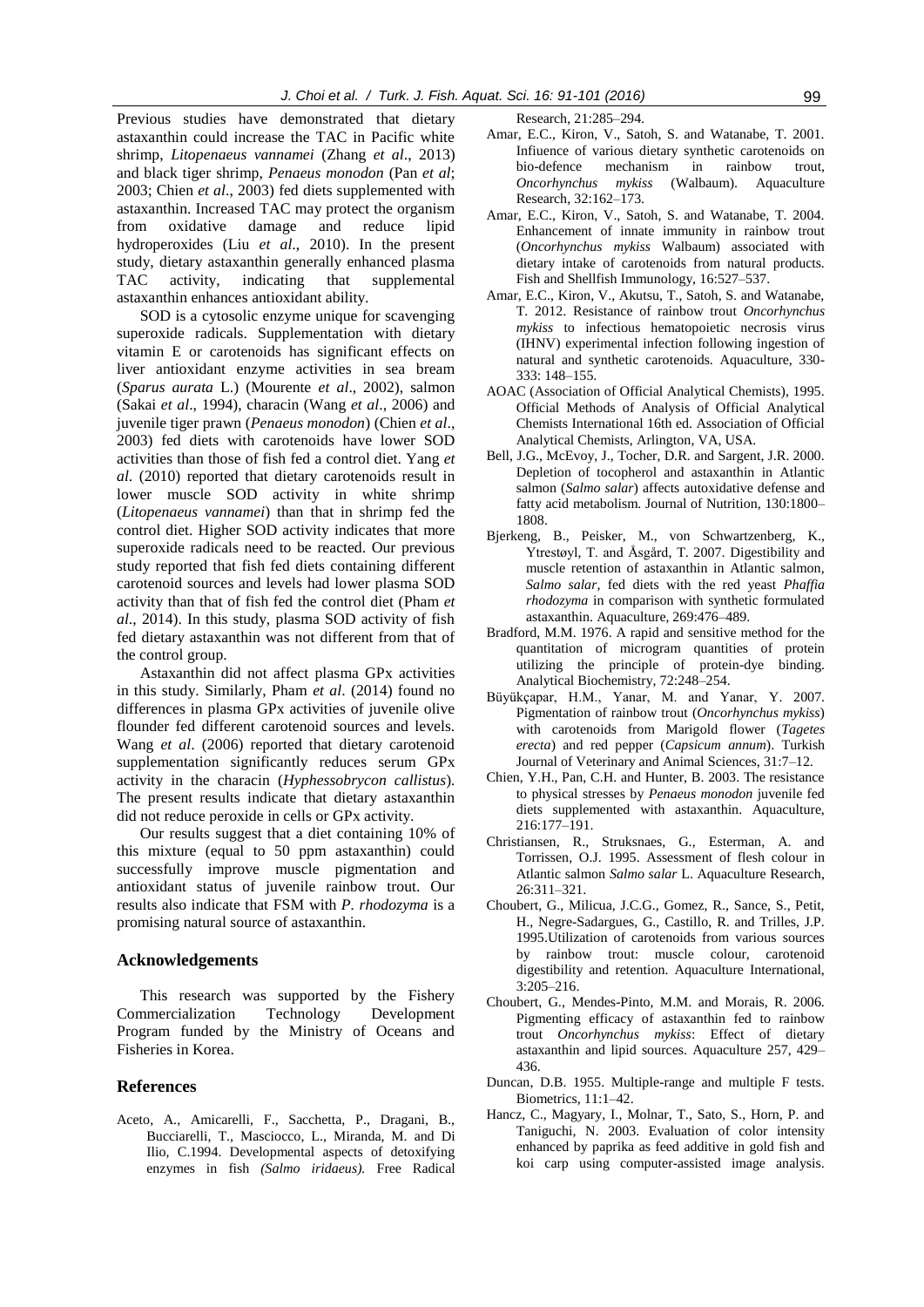Previous studies have demonstrated that dietary astaxanthin could increase the TAC in Pacific white shrimp, *Litopenaeus vannamei* (Zhang *et al*., 2013) and black tiger shrimp, *Penaeus monodon* (Pan *et al*; 2003; Chien *et al*., 2003) fed diets supplemented with astaxanthin. Increased TAC may protect the organism from oxidative damage and reduce lipid hydroperoxides (Liu *et al*., 2010). In the present study, dietary astaxanthin generally enhanced plasma TAC activity, indicating that supplemental astaxanthin enhances antioxidant ability.

SOD is a cytosolic enzyme unique for scavenging superoxide radicals. Supplementation with dietary vitamin E or carotenoids has significant effects on liver antioxidant enzyme activities in sea bream (*Sparus aurata* L.) (Mourente *et al*., 2002), salmon (Sakai *et al*., 1994), characin (Wang *et al*., 2006) and juvenile tiger prawn (*Penaeus monodon*) (Chien *et al*., 2003) fed diets with carotenoids have lower SOD activities than those of fish fed a control diet. Yang *et al*. (2010) reported that dietary carotenoids result in lower muscle SOD activity in white shrimp (*Litopenaeus vannamei*) than that in shrimp fed the control diet. Higher SOD activity indicates that more superoxide radicals need to be reacted. Our previous study reported that fish fed diets containing different carotenoid sources and levels had lower plasma SOD activity than that of fish fed the control diet (Pham *et al*., 2014). In this study, plasma SOD activity of fish fed dietary astaxanthin was not different from that of the control group.

Astaxanthin did not affect plasma GPx activities in this study. Similarly, Pham *et al*. (2014) found no differences in plasma GPx activities of juvenile olive flounder fed different carotenoid sources and levels. Wang *et al*. (2006) reported that dietary carotenoid supplementation significantly reduces serum GPx activity in the characin (*Hyphessobrycon callistus*). The present results indicate that dietary astaxanthin did not reduce peroxide in cells or GPx activity.

Our results suggest that a diet containing 10% of this mixture (equal to 50 ppm astaxanthin) could successfully improve muscle pigmentation and antioxidant status of juvenile rainbow trout. Our results also indicate that FSM with *P. rhodozyma* is a promising natural source of astaxanthin.

## Acknowledgements

This research was supported by the Fishery Commercialization Technology Development Program funded by the Ministry of Oceans and Fisheries in Korea.

## References

Aceto, A., Amicarelli, F., Sacchetta, P., Dragani, B., Bucciarelli, T., Masciocco, L., Miranda, M. and Di Ilio, C.1994. Developmental aspects of detoxifying enzymes in fish *(Salmo iridaeus).* Free Radical Research, 21:285–294.

Amar, E.C., Kiron, V., Satoh, S. and Watanabe, T. 2001. Infiuence of various dietary synthetic carotenoids on bio-defence mechanism in rainbow trout, *Oncorhynchus mykiss* (Walbaum). Aquaculture Research, 32:162–173.

Amar, E.C., Kiron, V., Satoh, S. and Watanabe, T. 2004. Enhancement of innate immunity in rainbow trout (*Oncorhynchus mykiss* Walbaum) associated with dietary intake of carotenoids from natural products. Fish and Shellfish Immunology, 16:527–537.

Amar, E.C., Kiron, V., Akutsu, T., Satoh, S. and Watanabe, T. 2012. Resistance of rainbow trout *Oncorhynchus mykiss* to infectious hematopoietic necrosis virus (IHNV) experimental infection following ingestion of natural and synthetic carotenoids. Aquaculture, 330-333: 148–155.

AOAC (Association of Official Analytical Chemists), 1995. Official Methods of Analysis of Official Analytical Chemists International 16th ed. Association of Official Analytical Chemists, Arlington, VA, USA.

Bell, J.G., McEvoy, J., Tocher, D.R. and Sargent, J.R. 2000. Depletion of tocopherol and astaxanthin in Atlantic salmon (*Salmo salar*) affects autoxidative defense and fatty acid metabolism. Journal of Nutrition, 130:1800–1808.

Bjerkeng, B., Peisker, M., von Schwartzenberg, K., Ytrestøyl, T. and Åsgård, T. 2007. Digestibility and muscle retention of astaxanthin in Atlantic salmon, *Salmo salar*, fed diets with the red yeast *Phaffia rhodozyma* in comparison with synthetic formulated astaxanthin. Aquaculture, 269:476–489.

Bradford, M.M. 1976. A rapid and sensitive method for the quantitation of microgram quantities of protein utilizing the principle of protein-dye binding. Analytical Biochemistry, 72:248–254.

Büyükçapar, H.M., Yanar, M. and Yanar, Y. 2007. Pigmentation of rainbow trout (*Oncorhynchus mykiss*) with carotenoids from Marigold flower (*Tagetes erecta*) and red pepper (*Capsicum annum*). Turkish Journal of Veterinary and Animal Sciences, 31:7–12.

Chien, Y.H., Pan, C.H. and Hunter, B. 2003. The resistance to physical stresses by *Penaeus monodon* juvenile fed diets supplemented with astaxanthin. Aquaculture, 216:177–191.

Christiansen, R., Struksnaes, G., Esterman, A. and Torrissen, O.J. 1995. Assessment of flesh colour in Atlantic salmon *Salmo salar* L. Aquaculture Research, 26:311–321.

Choubert, G., Milicua, J.C.G., Gomez, R., Sance, S., Petit, H., Negre-Sadargues, G., Castillo, R. and Trilles, J.P. 1995.Utilization of carotenoids from various sources by rainbow trout: muscle colour, carotenoid digestibility and retention. Aquaculture International, 3:205–216.

Choubert, G., Mendes-Pinto, M.M. and Morais, R. 2006. Pigmenting efficacy of astaxanthin fed to rainbow trout *Oncorhynchus mykiss*: Effect of dietary astaxanthin and lipid sources. Aquaculture 257, 429–436.

Duncan, D.B. 1955. Multiple-range and multiple F tests. Biometrics, 11:1–42.

Hancz, C., Magyary, I., Molnar, T., Sato, S., Horn, P. and Taniguchi, N. 2003. Evaluation of color intensity enhanced by paprika as feed additive in gold fish and koi carp using computer-assisted image analysis.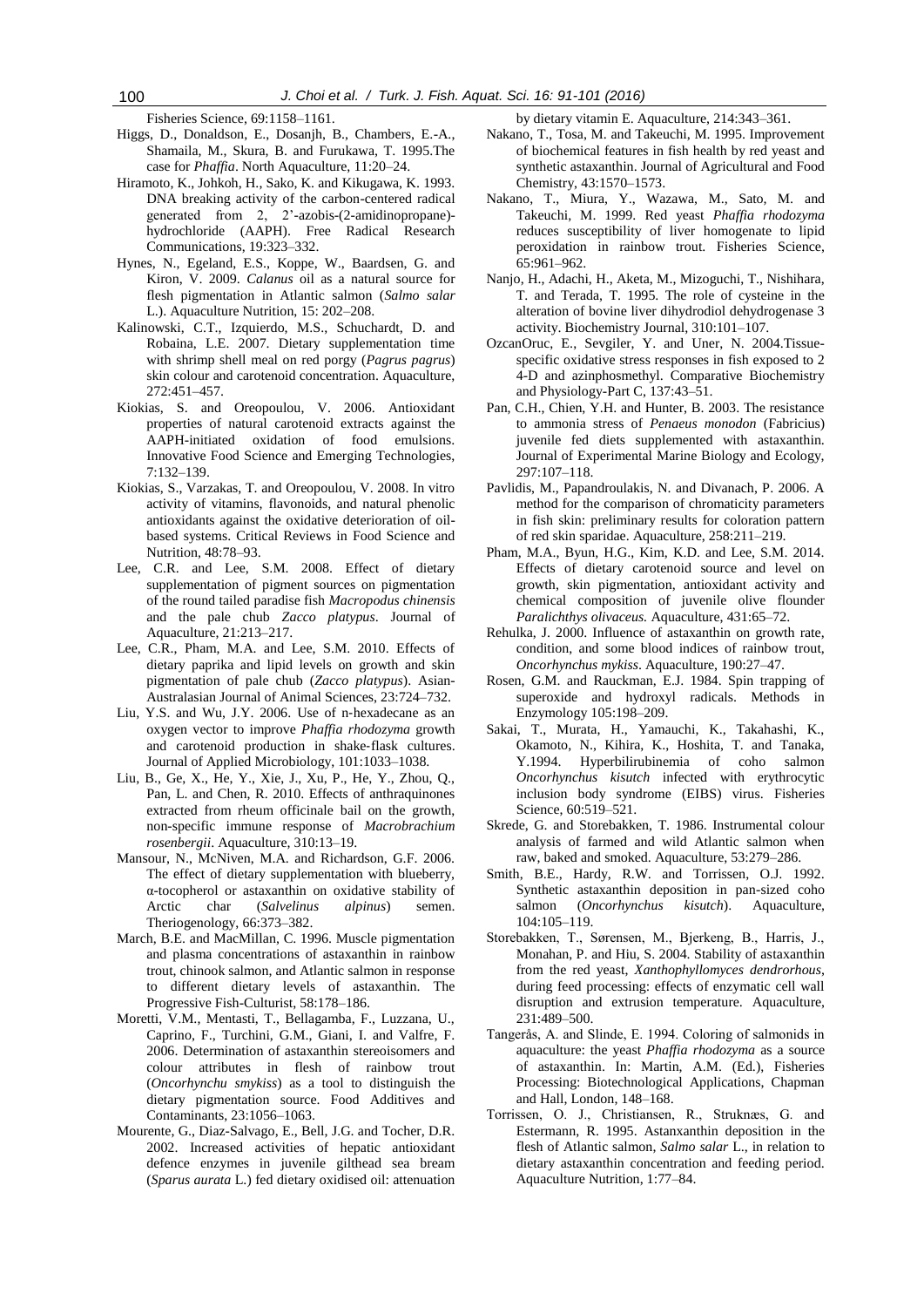Fisheries Science, 69:1158–1161.

Higgs, D., Donaldson, E., Dosanjh, B., Chambers, E.-A., Shamaila, M., Skura, B. and Furukawa, T. 1995.The case for *Phaffia*. North Aquaculture, 11:20–24.

Hiramoto, K., Johkoh, H., Sako, K. and Kikugawa, K. 1993. DNA breaking activity of the carbon-centered radical generated from 2, 2'-azobis-(2-amidinopropane)-hydrochloride (AAPH). Free Radical Research Communications, 19:323–332.

Hynes, N., Egeland, E.S., Koppe, W., Baardsen, G. and Kiron, V. 2009. *Calanus* oil as a natural source for flesh pigmentation in Atlantic salmon (*Salmo salar* L.). Aquaculture Nutrition, 15: 202–208.

Kalinowski, C.T., Izquierdo, M.S., Schuchardt, D. and Robaina, L.E. 2007. Dietary supplementation time with shrimp shell meal on red porgy (*Pagrus pagrus*) skin colour and carotenoid concentration. Aquaculture, 272:451–457.

Kiokias, S. and Oreopoulou, V. 2006. Antioxidant properties of natural carotenoid extracts against the AAPH-initiated oxidation of food emulsions. Innovative Food Science and Emerging Technologies, 7:132–139.

Kiokias, S., Varzakas, T. and Oreopoulou, V. 2008. In vitro activity of vitamins, flavonoids, and natural phenolic antioxidants against the oxidative deterioration of oil-based systems. Critical Reviews in Food Science and Nutrition, 48:78–93.

Lee, C.R. and Lee, S.M. 2008. Effect of dietary supplementation of pigment sources on pigmentation of the round tailed paradise fish *Macropodus chinensis* and the pale chub *Zacco platypus*. Journal of Aquaculture, 21:213–217.

Lee, C.R., Pham, M.A. and Lee, S.M. 2010. Effects of dietary paprika and lipid levels on growth and skin pigmentation of pale chub (*Zacco platypus*). Asian-Australasian Journal of Animal Sciences, 23:724–732.

Liu, Y.S. and Wu, J.Y. 2006. Use of n-hexadecane as an oxygen vector to improve *Phaffia rhodozyma* growth and carotenoid production in shake-flask cultures. Journal of Applied Microbiology, 101:1033–1038.

Liu, B., Ge, X., He, Y., Xie, J., Xu, P., He, Y., Zhou, Q., Pan, L. and Chen, R. 2010. Effects of anthraquinones extracted from rheum officinale bail on the growth, non-specific immune response of *Macrobrachium rosenbergii*. Aquaculture, 310:13–19.

Mansour, N., McNiven, M.A. and Richardson, G.F. 2006. The effect of dietary supplementation with blueberry, α-tocopherol or astaxanthin on oxidative stability of Arctic char (*Salvelinus alpinus*) semen. Theriogenology, 66:373–382.

March, B.E. and MacMillan, C. 1996. Muscle pigmentation and plasma concentrations of astaxanthin in rainbow trout, chinook salmon, and Atlantic salmon in response to different dietary levels of astaxanthin. The Progressive Fish-Culturist, 58:178–186.

Moretti, V.M., Mentasti, T., Bellagamba, F., Luzzana, U., Caprino, F., Turchini, G.M., Giani, I. and Valfre, F. 2006. Determination of astaxanthin stereoisomers and colour attributes in flesh of rainbow trout (*Oncorhynchu smykiss*) as a tool to distinguish the dietary pigmentation source. Food Additives and Contaminants, 23:1056–1063.

Mourente, G., Diaz-Salvago, E., Bell, J.G. and Tocher, D.R. 2002. Increased activities of hepatic antioxidant defence enzymes in juvenile gilthead sea bream (*Sparus aurata* L.) fed dietary oxidised oil: attenuation by dietary vitamin E. Aquaculture, 214:343–361.

Nakano, T., Tosa, M. and Takeuchi, M. 1995. Improvement of biochemical features in fish health by red yeast and synthetic astaxanthin. Journal of Agricultural and Food Chemistry, 43:1570–1573.

Nakano, T., Miura, Y., Wazawa, M., Sato, M. and Takeuchi, M. 1999. Red yeast *Phaffia rhodozyma* reduces susceptibility of liver homogenate to lipid peroxidation in rainbow trout. Fisheries Science, 65:961–962.

Nanjo, H., Adachi, H., Aketa, M., Mizoguchi, T., Nishihara, T. and Terada, T. 1995. The role of cysteine in the alteration of bovine liver dihydrodiol dehydrogenase 3 activity. Biochemistry Journal, 310:101–107.

OzcanOruc, E., Sevgiler, Y. and Uner, N. 2004.Tissue-specific oxidative stress responses in fish exposed to 2 4-D and azinphosmethyl. Comparative Biochemistry and Physiology-Part C, 137:43–51.

Pan, C.H., Chien, Y.H. and Hunter, B. 2003. The resistance to ammonia stress of *Penaeus monodon* (Fabricius) juvenile fed diets supplemented with astaxanthin. Journal of Experimental Marine Biology and Ecology, 297:107–118.

Pavlidis, M., Papandroulakis, N. and Divanach, P. 2006. A method for the comparison of chromaticity parameters in fish skin: preliminary results for coloration pattern of red skin sparidae. Aquaculture, 258:211–219.

Pham, M.A., Byun, H.G., Kim, K.D. and Lee, S.M. 2014. Effects of dietary carotenoid source and level on growth, skin pigmentation, antioxidant activity and chemical composition of juvenile olive flounder *Paralichthys olivaceus.* Aquaculture, 431:65–72.

Rehulka, J. 2000. Influence of astaxanthin on growth rate, condition, and some blood indices of rainbow trout, *Oncorhynchus mykiss*. Aquaculture, 190:27–47.

Rosen, G.M. and Rauckman, E.J. 1984. Spin trapping of superoxide and hydroxyl radicals. Methods in Enzymology 105:198–209.

Sakai, T., Murata, H., Yamauchi, K., Takahashi, K., Okamoto, N., Kihira, K., Hoshita, T. and Tanaka, Y.1994. Hyperbilirubinemia of coho salmon *Oncorhynchus kisutch* infected with erythrocytic inclusion body syndrome (EIBS) virus. Fisheries Science, 60:519–521.

Skrede, G. and Storebakken, T. 1986. Instrumental colour analysis of farmed and wild Atlantic salmon when raw, baked and smoked. Aquaculture, 53:279–286.

Smith, B.E., Hardy, R.W. and Torrissen, O.J. 1992. Synthetic astaxanthin deposition in pan-sized coho salmon (*Oncorhynchus kisutch*). Aquaculture, 104:105–119.

Storebakken, T., Sørensen, M., Bjerkeng, B., Harris, J., Monahan, P. and Hiu, S. 2004. Stability of astaxanthin from the red yeast, *Xanthophyllomyces dendrorhous*, during feed processing: effects of enzymatic cell wall disruption and extrusion temperature. Aquaculture, 231:489–500.

Tangerås, A. and Slinde, E. 1994. Coloring of salmonids in aquaculture: the yeast *Phaffia rhodozyma* as a source of astaxanthin. In: Martin, A.M. (Ed.), Fisheries Processing: Biotechnological Applications, Chapman and Hall, London, 148–168.

Torrissen, O. J., Christiansen, R., Struknæs, G. and Estermann, R. 1995. Astanxanthin deposition in the flesh of Atlantic salmon, *Salmo salar* L., in relation to dietary astaxanthin concentration and feeding period. Aquaculture Nutrition, 1:77–84.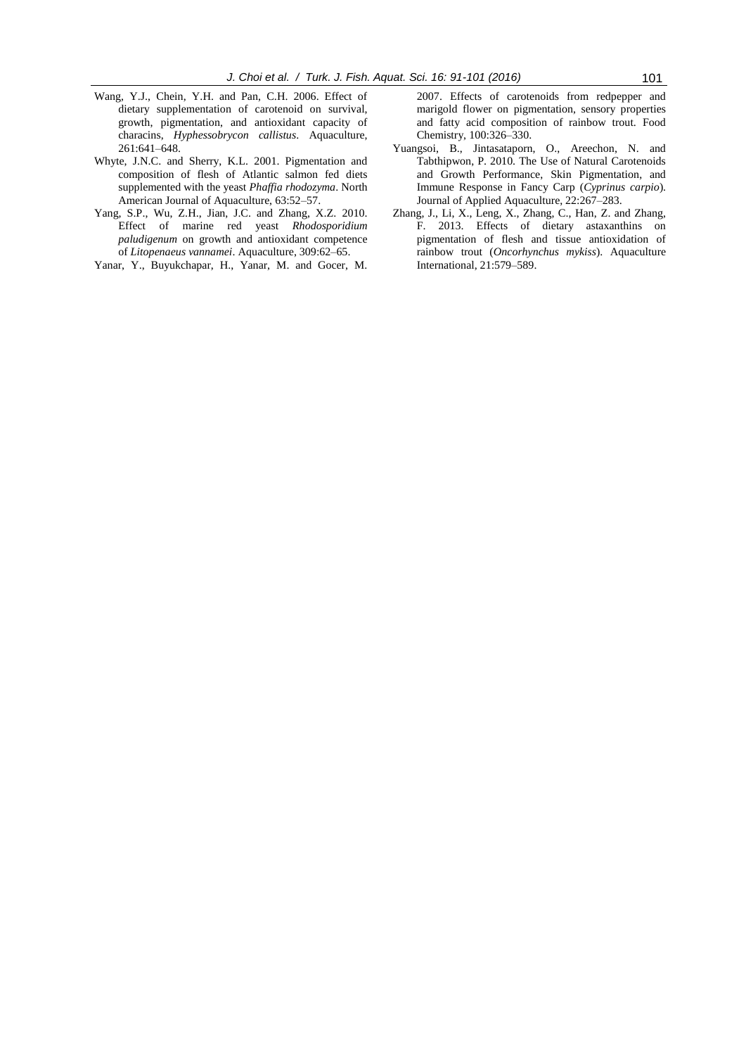Wang, Y.J., Chein, Y.H. and Pan, C.H. 2006. Effect of dietary supplementation of carotenoid on survival, growth, pigmentation, and antioxidant capacity of characins, *Hyphessobrycon callistus*. Aquaculture, 261:641–648.

Whyte, J.N.C. and Sherry, K.L. 2001. Pigmentation and composition of flesh of Atlantic salmon fed diets supplemented with the yeast *Phaffia rhodozyma*. North American Journal of Aquaculture, 63:52–57.

Yang, S.P., Wu, Z.H., Jian, J.C. and Zhang, X.Z. 2010. Effect of marine red yeast *Rhodosporidium paludigenum* on growth and antioxidant competence of *Litopenaeus vannamei*. Aquaculture, 309:62–65.

Yanar, Y., Buyukchapar, H., Yanar, M. and Gocer, M. 2007. Effects of carotenoids from redpepper and marigold flower on pigmentation, sensory properties and fatty acid composition of rainbow trout. Food Chemistry, 100:326–330.

Yuangsoi, B., Jintasataporn, O., Areechon, N. and Tabthipwon, P. 2010. The Use of Natural Carotenoids and Growth Performance, Skin Pigmentation, and Immune Response in Fancy Carp (*Cyprinus carpio*). Journal of Applied Aquaculture, 22:267–283.

Zhang, J., Li, X., Leng, X., Zhang, C., Han, Z. and Zhang, F. 2013. Effects of dietary astaxanthins on pigmentation of flesh and tissue antioxidation of rainbow trout (*Oncorhynchus mykiss*). Aquaculture International, 21:579–589.